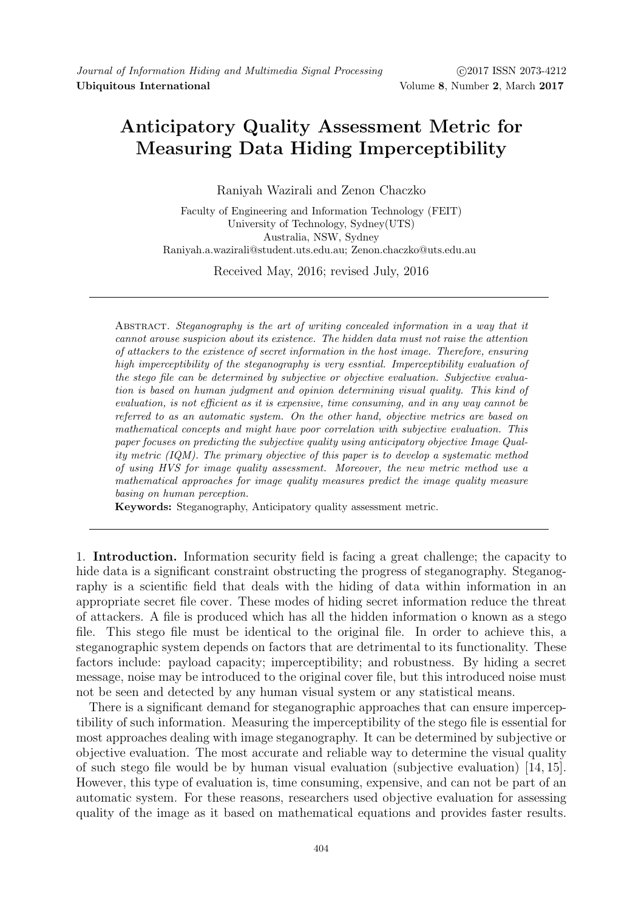# Anticipatory Quality Assessment Metric for Measuring Data Hiding Imperceptibility

Raniyah Wazirali and Zenon Chaczko

Faculty of Engineering and Information Technology (FEIT)
University of Technology, Sydney(UTS)
Australia, NSW, Sydney
Raniyah.a.wazirali@student.uts.edu.au; Zenon.chaczko@uts.edu.au

Received May, 2016; revised July, 2016

Abstract. *Steganography is the art of writing concealed information in a way that it cannot arouse suspicion about its existence. The hidden data must not raise the attention of attackers to the existence of secret information in the host image. Therefore, ensuring high imperceptibility of the steganography is very essntial. Imperceptibility evaluation of the stego file can be determined by subjective or objective evaluation. Subjective evaluation is based on human judgment and opinion determining visual quality. This kind of evaluation, is not efficient as it is expensive, time consuming, and in any way cannot be referred to as an automatic system. On the other hand, objective metrics are based on mathematical concepts and might have poor correlation with subjective evaluation. This paper focuses on predicting the subjective quality using anticipatory objective Image Quality metric (IQM). The primary objective of this paper is to develop a systematic method of using HVS for image quality assessment. Moreover, the new metric method use a mathematical approaches for image quality measures predict the image quality measure basing on human perception.*

**Keywords:** Steganography, Anticipatory quality assessment metric.

## 1. Introduction.

Information security field is facing a great challenge; the capacity to hide data is a significant constraint obstructing the progress of steganography. Steganography is a scientific field that deals with the hiding of data within information in an appropriate secret file cover. These modes of hiding secret information reduce the threat of attackers. A file is produced which has all the hidden information o known as a stego file. This stego file must be identical to the original file. In order to achieve this, a steganographic system depends on factors that are detrimental to its functionality. These factors include: payload capacity; imperceptibility; and robustness. By hiding a secret message, noise may be introduced to the original cover file, but this introduced noise must not be seen and detected by any human visual system or any statistical means.

There is a significant demand for steganographic approaches that can ensure imperceptibility of such information. Measuring the imperceptibility of the stego file is essential for most approaches dealing with image steganography. It can be determined by subjective or objective evaluation. The most accurate and reliable way to determine the visual quality of such stego file would be by human visual evaluation (subjective evaluation) [14, 15]. However, this type of evaluation is, time consuming, expensive, and can not be part of an automatic system. For these reasons, researchers used objective evaluation for assessing quality of the image as it based on mathematical equations and provides faster results.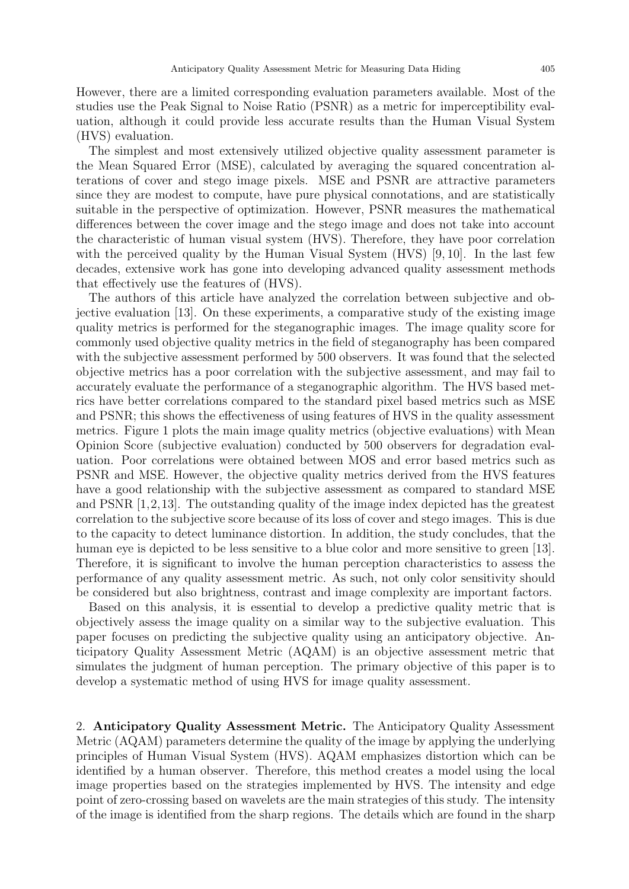However, there are a limited corresponding evaluation parameters available. Most of the studies use the Peak Signal to Noise Ratio (PSNR) as a metric for imperceptibility evaluation, although it could provide less accurate results than the Human Visual System (HVS) evaluation.

The simplest and most extensively utilized objective quality assessment parameter is the Mean Squared Error (MSE), calculated by averaging the squared concentration alterations of cover and stego image pixels. MSE and PSNR are attractive parameters since they are modest to compute, have pure physical connotations, and are statistically suitable in the perspective of optimization. However, PSNR measures the mathematical differences between the cover image and the stego image and does not take into account the characteristic of human visual system (HVS). Therefore, they have poor correlation with the perceived quality by the Human Visual System (HVS) [9, 10]. In the last few decades, extensive work has gone into developing advanced quality assessment methods that effectively use the features of (HVS).

The authors of this article have analyzed the correlation between subjective and objective evaluation [13]. On these experiments, a comparative study of the existing image quality metrics is performed for the steganographic images. The image quality score for commonly used objective quality metrics in the field of steganography has been compared with the subjective assessment performed by 500 observers. It was found that the selected objective metrics has a poor correlation with the subjective assessment, and may fail to accurately evaluate the performance of a steganographic algorithm. The HVS based metrics have better correlations compared to the standard pixel based metrics such as MSE and PSNR; this shows the effectiveness of using features of HVS in the quality assessment metrics. Figure 1 plots the main image quality metrics (objective evaluations) with Mean Opinion Score (subjective evaluation) conducted by 500 observers for degradation evaluation. Poor correlations were obtained between MOS and error based metrics such as PSNR and MSE. However, the objective quality metrics derived from the HVS features have a good relationship with the subjective assessment as compared to standard MSE and PSNR [1,2,13]. The outstanding quality of the image index depicted has the greatest correlation to the subjective score because of its loss of cover and stego images. This is due to the capacity to detect luminance distortion. In addition, the study concludes, that the human eye is depicted to be less sensitive to a blue color and more sensitive to green [13]. Therefore, it is significant to involve the human perception characteristics to assess the performance of any quality assessment metric. As such, not only color sensitivity should be considered but also brightness, contrast and image complexity are important factors.

Based on this analysis, it is essential to develop a predictive quality metric that is objectively assess the image quality on a similar way to the subjective evaluation. This paper focuses on predicting the subjective quality using an anticipatory objective. Anticipatory Quality Assessment Metric (AQAM) is an objective assessment metric that simulates the judgment of human perception. The primary objective of this paper is to develop a systematic method of using HVS for image quality assessment.

## 2. **Anticipatory Quality Assessment Metric.**

The Anticipatory Quality Assessment Metric (AQAM) parameters determine the quality of the image by applying the underlying principles of Human Visual System (HVS). AQAM emphasizes distortion which can be identified by a human observer. Therefore, this method creates a model using the local image properties based on the strategies implemented by HVS. The intensity and edge point of zero-crossing based on wavelets are the main strategies of this study. The intensity of the image is identified from the sharp regions. The details which are found in the sharp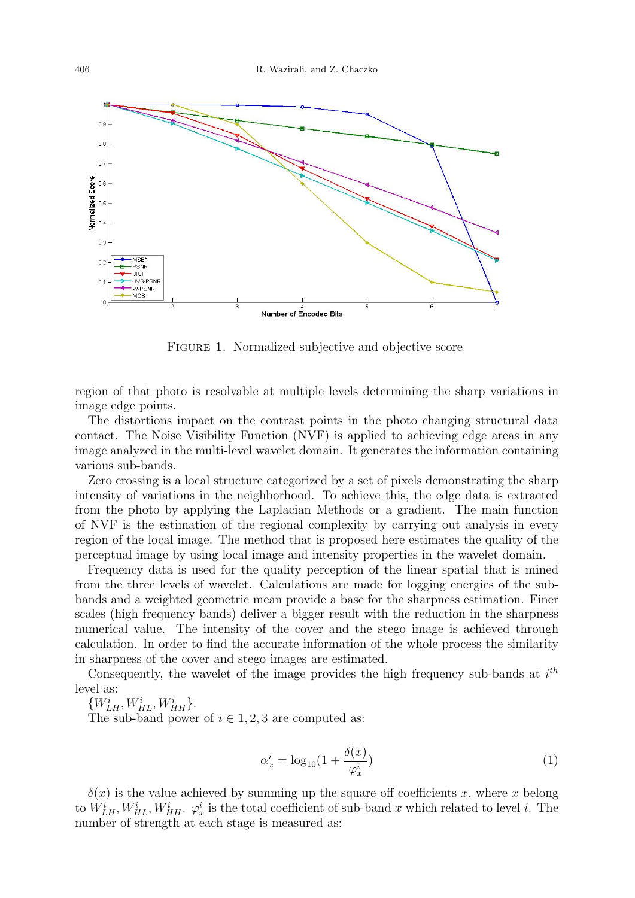FIGURE 1. Normalized subjective and objective score

region of that photo is resolvable at multiple levels determining the sharp variations in image edge points.

The distortions impact on the contrast points in the photo changing structural data contact. The Noise Visibility Function (NVF) is applied to achieving edge areas in any image analyzed in the multi-level wavelet domain. It generates the information containing various sub-bands.

Zero crossing is a local structure categorized by a set of pixels demonstrating the sharp intensity of variations in the neighborhood. To achieve this, the edge data is extracted from the photo by applying the Laplacian Methods or a gradient. The main function of NVF is the estimation of the regional complexity by carrying out analysis in every region of the local image. The method that is proposed here estimates the quality of the perceptual image by using local image and intensity properties in the wavelet domain.

Frequency data is used for the quality perception of the linear spatial that is mined from the three levels of wavelet. Calculations are made for logging energies of the sub-bands and a weighted geometric mean provide a base for the sharpness estimation. Finer scales (high frequency bands) deliver a bigger result with the reduction in the sharpness numerical value. The intensity of the cover and the stego image is achieved through calculation. In order to find the accurate information of the whole process the similarity in sharpness of the cover and stego images are estimated.

Consequently, the wavelet of the image provides the high frequency sub-bands at $i^{th}$ level as:

$\{W^i_{LH}, W^i_{HL}, W^i_{HH}\}$.

The sub-band power of $i \in 1, 2, 3$ are computed as:

$$\alpha^i_x = \log_{10}(1 + \frac{\delta(x)}{\varphi^i_x}) \tag{1}$$

$\delta(x)$ is the value achieved by summing up the square off coefficients $x$, where $x$ belong to $W^i_{LH}, W^i_{HL}, W^i_{HH}$. $\varphi^i_x$ is the total coefficient of sub-band $x$ which related to level $i$. The number of strength at each stage is measured as: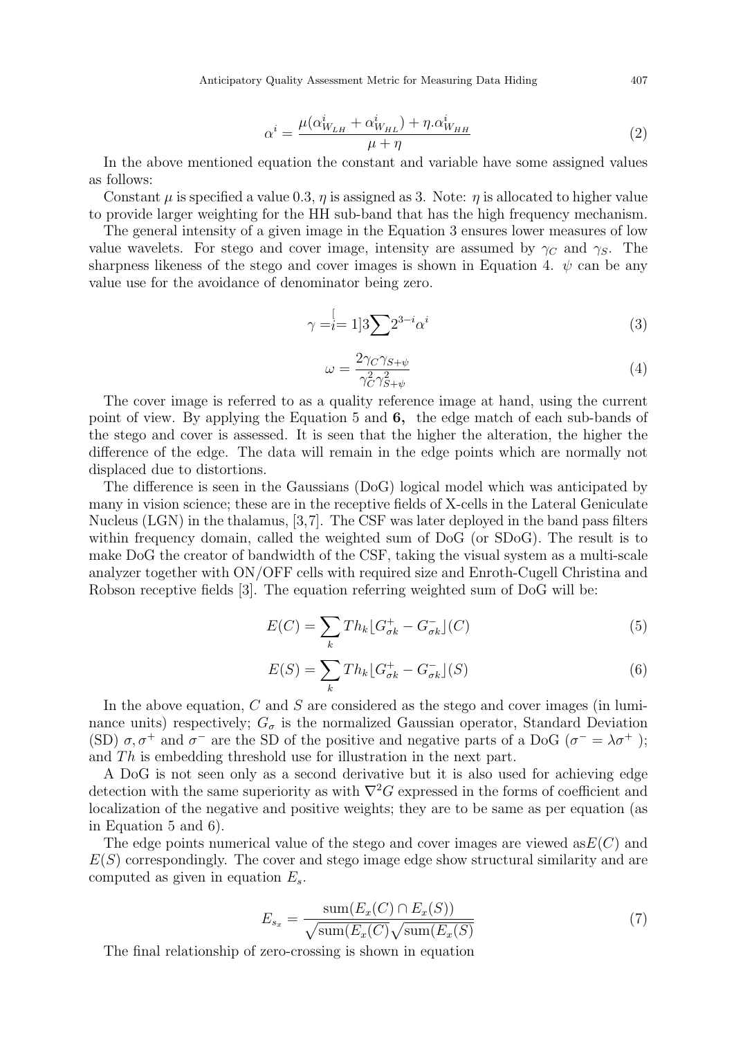$$\alpha^i = \frac{\mu(\alpha^i_{W_{LH}} + \alpha^i_{W_{HL}}) + \eta.\alpha^i_{W_{HH}}}{\mu + \eta} \tag{2}$$

In the above mentioned equation the constant and variable have some assigned values as follows:

Constant $\mu$ is specified a value 0.3, $\eta$ is assigned as 3. Note: $\eta$ is allocated to higher value to provide larger weighting for the HH sub-band that has the high frequency mechanism.

The general intensity of a given image in the Equation 3 ensures lower measures of low value wavelets. For stego and cover image, intensity are assumed by $\gamma_C$ and $\gamma_S$. The sharpness likeness of the stego and cover images is shown in Equation 4. $\psi$ can be any value use for the avoidance of denominator being zero.

$$\gamma = \overset{[}{i} = 1]3 \sum 2^{3-i} \alpha^i \tag{3}$$

$$\omega = \frac{2\gamma_C \gamma_{S+\psi}}{\gamma_C^2 \gamma_{S+\psi}^2} \tag{4}$$

The cover image is referred to as a quality reference image at hand, using the current point of view. By applying the Equation 5 and **6,** the edge match of each sub-bands of the stego and cover is assessed. It is seen that the higher the alteration, the higher the difference of the edge. The data will remain in the edge points which are normally not displaced due to distortions.

The difference is seen in the Gaussians (DoG) logical model which was anticipated by many in vision science; these are in the receptive fields of X-cells in the Lateral Geniculate Nucleus (LGN) in the thalamus, [3,7]. The CSF was later deployed in the band pass filters within frequency domain, called the weighted sum of DoG (or SDoG). The result is to make DoG the creator of bandwidth of the CSF, taking the visual system as a multi-scale analyzer together with ON/OFF cells with required size and Enroth-Cugell Christina and Robson receptive fields [3]. The equation referring weighted sum of DoG will be:

$$E(C) = \sum_k Th_k \lfloor G^+_{\sigma k} - G^-_{\sigma k} \rfloor (C) \tag{5}$$

$$E(S) = \sum_k Th_k \lfloor G^+_{\sigma k} - G^-_{\sigma k} \rfloor (S) \tag{6}$$

In the above equation, $C$ and $S$ are considered as the stego and cover images (in luminance units) respectively; $G_\sigma$ is the normalized Gaussian operator, Standard Deviation (SD) $\sigma, \sigma^+$ and $\sigma^-$ are the SD of the positive and negative parts of a DoG ($\sigma^- = \lambda\sigma^+$ ); and $Th$ is embedding threshold use for illustration in the next part.

A DoG is not seen only as a second derivative but it is also used for achieving edge detection with the same superiority as with $\nabla^2 G$ expressed in the forms of coefficient and localization of the negative and positive weights; they are to be same as per equation (as in Equation 5 and 6).

The edge points numerical value of the stego and cover images are viewed as$E(C)$ and $E(S)$ correspondingly. The cover and stego image edge show structural similarity and are computed as given in equation $E_s$.

$$E_{s_x} = \frac{\text{sum}(E_x(C) \cap E_x(S))}{\sqrt{\text{sum}(E_x(C)}\sqrt{\text{sum}(E_x(S)}} \tag{7}$$

The final relationship of zero-crossing is shown in equation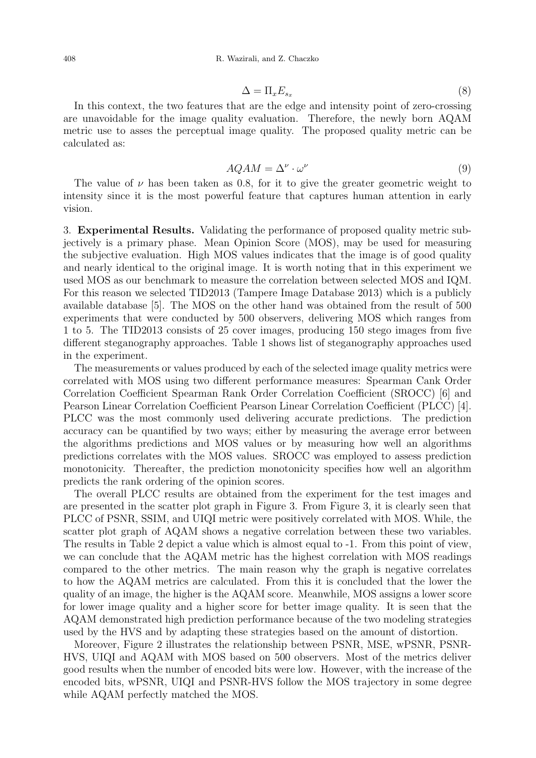$$\Delta = \Pi_x E_{s_x} \tag{8}$$

In this context, the two features that are the edge and intensity point of zero-crossing are unavoidable for the image quality evaluation. Therefore, the newly born AQAM metric use to asses the perceptual image quality. The proposed quality metric can be calculated as:

$$AQAM = \Delta^{\nu} \cdot \omega^{\nu} \tag{9}$$

The value of $\nu$ has been taken as 0.8, for it to give the greater geometric weight to intensity since it is the most powerful feature that captures human attention in early vision.

## 3. Experimental Results.

Validating the performance of proposed quality metric subjectively is a primary phase. Mean Opinion Score (MOS), may be used for measuring the subjective evaluation. High MOS values indicates that the image is of good quality and nearly identical to the original image. It is worth noting that in this experiment we used MOS as our benchmark to measure the correlation between selected MOS and IQM. For this reason we selected TID2013 (Tampere Image Database 2013) which is a publicly available database [5]. The MOS on the other hand was obtained from the result of 500 experiments that were conducted by 500 observers, delivering MOS which ranges from 1 to 5. The TID2013 consists of 25 cover images, producing 150 stego images from five different steganography approaches. Table 1 shows list of steganography approaches used in the experiment.

The measurements or values produced by each of the selected image quality metrics were correlated with MOS using two different performance measures: Spearman Cank Order Correlation Coefficient Spearman Rank Order Correlation Coefficient (SROCC) [6] and Pearson Linear Correlation Coefficient Pearson Linear Correlation Coefficient (PLCC) [4]. PLCC was the most commonly used delivering accurate predictions. The prediction accuracy can be quantified by two ways; either by measuring the average error between the algorithms predictions and MOS values or by measuring how well an algorithms predictions correlates with the MOS values. SROCC was employed to assess prediction monotonicity. Thereafter, the prediction monotonicity specifies how well an algorithm predicts the rank ordering of the opinion scores.

The overall PLCC results are obtained from the experiment for the test images and are presented in the scatter plot graph in Figure 3. From Figure 3, it is clearly seen that PLCC of PSNR, SSIM, and UIQI metric were positively correlated with MOS. While, the scatter plot graph of AQAM shows a negative correlation between these two variables. The results in Table 2 depict a value which is almost equal to -1. From this point of view, we can conclude that the AQAM metric has the highest correlation with MOS readings compared to the other metrics. The main reason why the graph is negative correlates to how the AQAM metrics are calculated. From this it is concluded that the lower the quality of an image, the higher is the AQAM score. Meanwhile, MOS assigns a lower score for lower image quality and a higher score for better image quality. It is seen that the AQAM demonstrated high prediction performance because of the two modeling strategies used by the HVS and by adapting these strategies based on the amount of distortion.

Moreover, Figure 2 illustrates the relationship between PSNR, MSE, wPSNR, PSNR-HVS, UIQI and AQAM with MOS based on 500 observers. Most of the metrics deliver good results when the number of encoded bits were low. However, with the increase of the encoded bits, wPSNR, UIQI and PSNR-HVS follow the MOS trajectory in some degree while AQAM perfectly matched the MOS.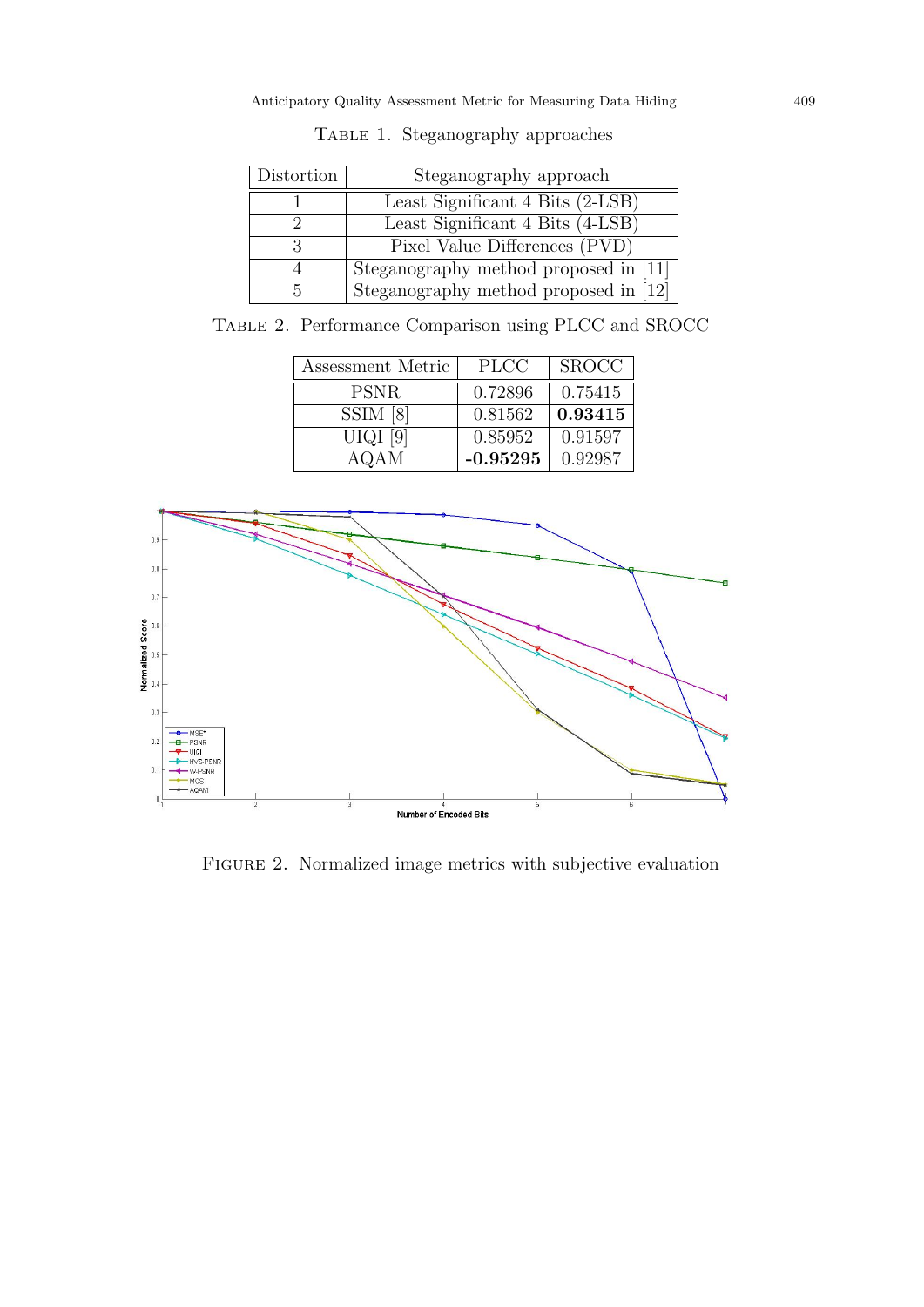Table 1. Steganography approaches

| Distortion | Steganography approach |
|---|---|
| 1 | Least Significant 4 Bits (2-LSB) |
| 2 | Least Significant 4 Bits (4-LSB) |
| 3 | Pixel Value Differences (PVD) |
| 4 | Steganography method proposed in [11] |
| 5 | Steganography method proposed in [12] |

Table 2. Performance Comparison using PLCC and SROCC

| Assessment Metric | PLCC | SROCC |
|---|---|---|
| PSNR | 0.72896 | 0.75415 |
| SSIM [8] | 0.81562 | **0.93415** |
| UIQI [9] | 0.85952 | 0.91597 |
| AQAM | **-0.95295** | 0.92987 |

Figure 2. Normalized image metrics with subjective evaluation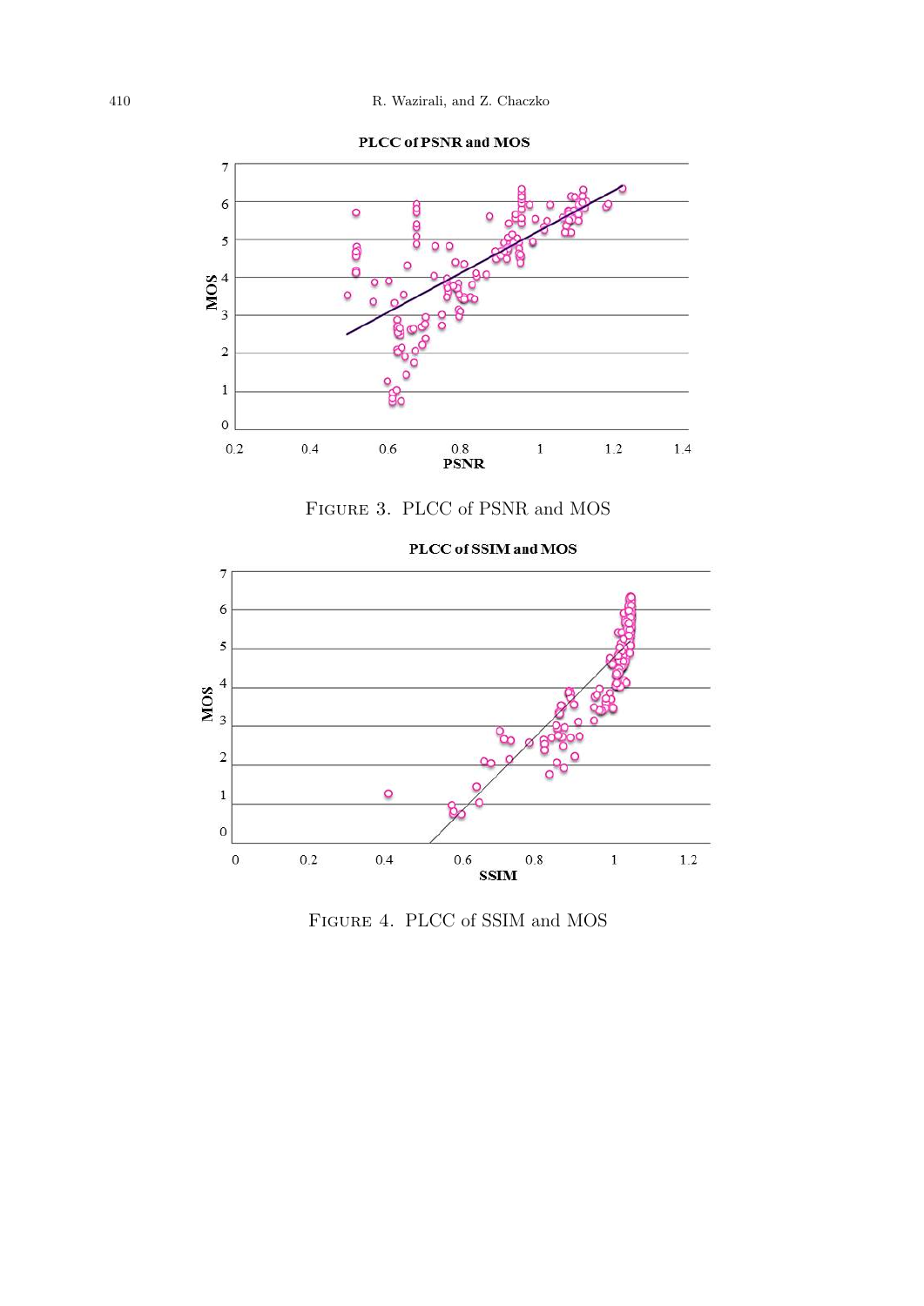Figure 3. PLCC of PSNR and MOS

Figure 4. PLCC of SSIM and MOS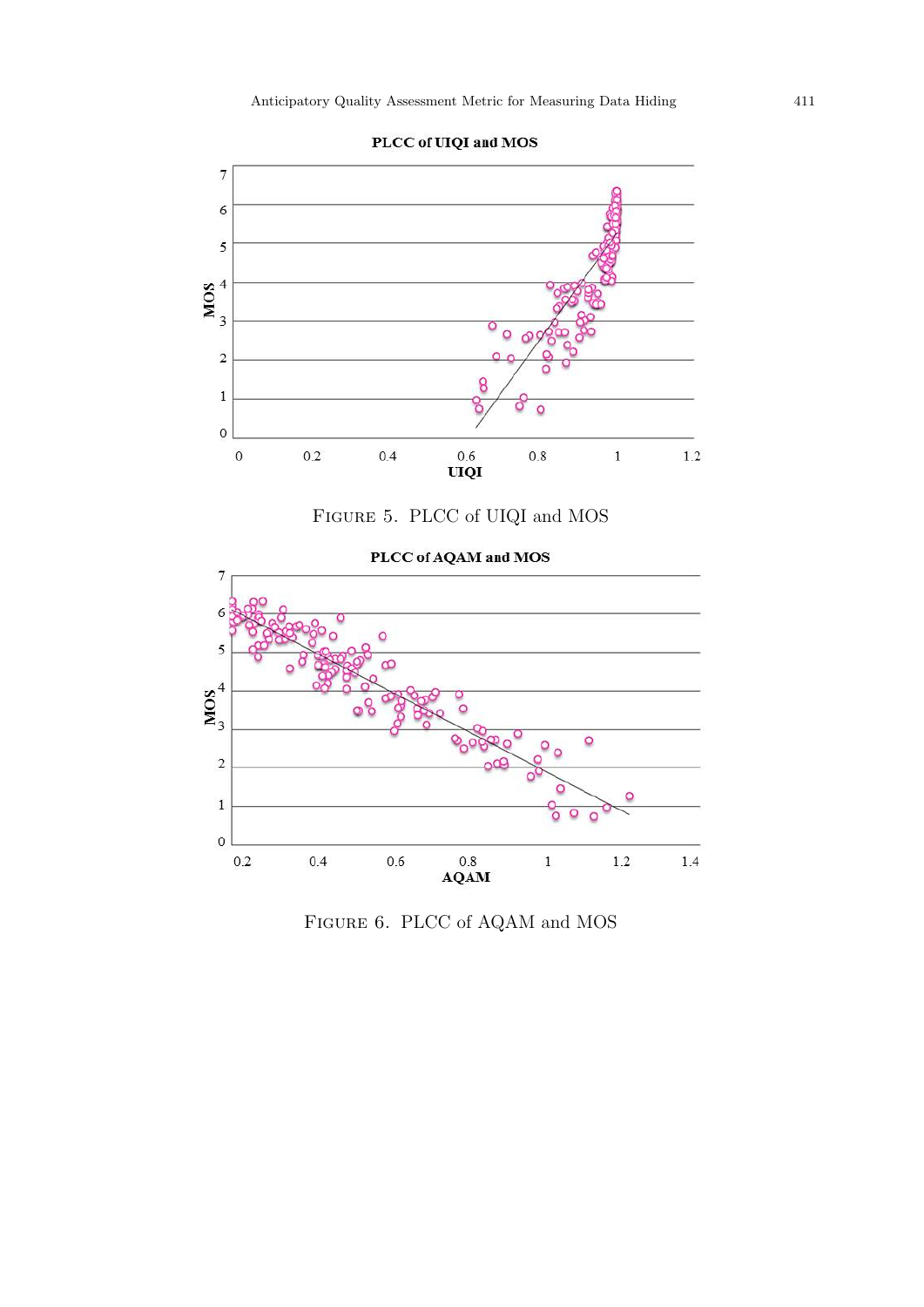Figure 5. PLCC of UIQI and MOS

Figure 6. PLCC of AQAM and MOS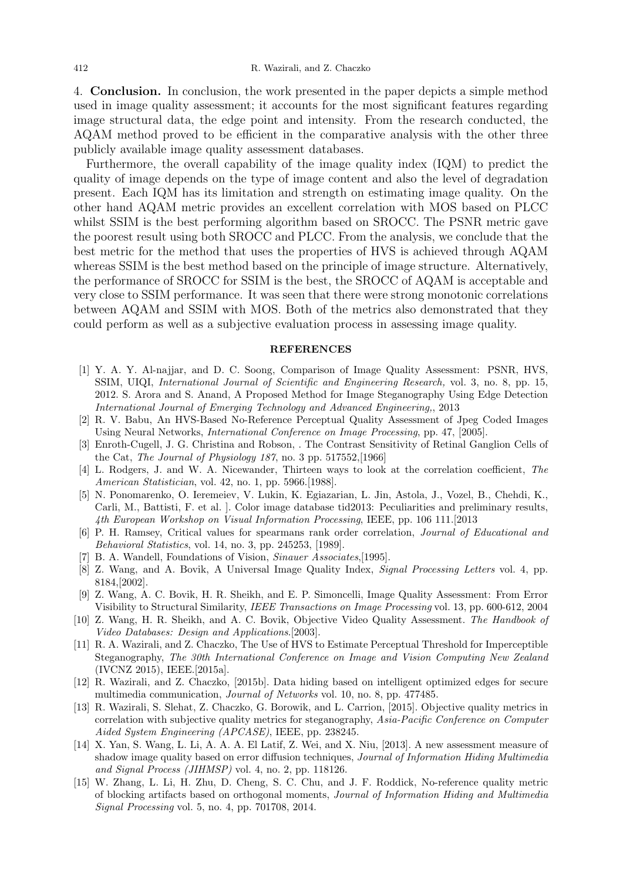4. **Conclusion.** In conclusion, the work presented in the paper depicts a simple method used in image quality assessment; it accounts for the most significant features regarding image structural data, the edge point and intensity. From the research conducted, the AQAM method proved to be efficient in the comparative analysis with the other three publicly available image quality assessment databases.

Furthermore, the overall capability of the image quality index (IQM) to predict the quality of image depends on the type of image content and also the level of degradation present. Each IQM has its limitation and strength on estimating image quality. On the other hand AQAM metric provides an excellent correlation with MOS based on PLCC whilst SSIM is the best performing algorithm based on SROCC. The PSNR metric gave the poorest result using both SROCC and PLCC. From the analysis, we conclude that the best metric for the method that uses the properties of HVS is achieved through AQAM whereas SSIM is the best method based on the principle of image structure. Alternatively, the performance of SROCC for SSIM is the best, the SROCC of AQAM is acceptable and very close to SSIM performance. It was seen that there were strong monotonic correlations between AQAM and SSIM with MOS. Both of the metrics also demonstrated that they could perform as well as a subjective evaluation process in assessing image quality.

## REFERENCES

[1] Y. A. Y. Al-najjar, and D. C. Soong, Comparison of Image Quality Assessment: PSNR, HVS, SSIM, UIQI, *International Journal of Scientific and Engineering Research,* vol. 3, no. 8, pp. 15, 2012. S. Arora and S. Anand, A Proposed Method for Image Steganography Using Edge Detection *International Journal of Emerging Technology and Advanced Engineering,*, 2013

[2] R. V. Babu, An HVS-Based No-Reference Perceptual Quality Assessment of Jpeg Coded Images Using Neural Networks, *International Conference on Image Processing*, pp. 47, [2005].

[3] Enroth-Cugell, J. G. Christina and Robson, . The Contrast Sensitivity of Retinal Ganglion Cells of the Cat, *The Journal of Physiology 187*, no. 3 pp. 517552,[1966]

[4] L. Rodgers, J. and W. A. Nicewander, Thirteen ways to look at the correlation coefficient, *The American Statistician*, vol. 42, no. 1, pp. 5966.[1988].

[5] N. Ponomarenko, O. Ieremeiev, V. Lukin, K. Egiazarian, L. Jin, Astola, J., Vozel, B., Chehdi, K., Carli, M., Battisti, F. et al. ]. Color image database tid2013: Peculiarities and preliminary results, *4th European Workshop on Visual Information Processing*, IEEE, pp. 106 111.[2013

[6] P. H. Ramsey, Critical values for spearmans rank order correlation, *Journal of Educational and Behavioral Statistics*, vol. 14, no. 3, pp. 245253, [1989].

[7] B. A. Wandell, Foundations of Vision, *Sinauer Associates*,[1995].

[8] Z. Wang, and A. Bovik, A Universal Image Quality Index, *Signal Processing Letters* vol. 4, pp. 8184,[2002].

[9] Z. Wang, A. C. Bovik, H. R. Sheikh, and E. P. Simoncelli, Image Quality Assessment: From Error Visibility to Structural Similarity, *IEEE Transactions on Image Processing* vol. 13, pp. 600-612, 2004

[10] Z. Wang, H. R. Sheikh, and A. C. Bovik, Objective Video Quality Assessment. *The Handbook of Video Databases: Design and Applications*.[2003].

[11] R. A. Wazirali, and Z. Chaczko, The Use of HVS to Estimate Perceptual Threshold for Imperceptible Steganography, *The 30th International Conference on Image and Vision Computing New Zealand* (IVCNZ 2015), IEEE.[2015a].

[12] R. Wazirali, and Z. Chaczko, [2015b]. Data hiding based on intelligent optimized edges for secure multimedia communication, *Journal of Networks* vol. 10, no. 8, pp. 477485.

[13] R. Wazirali, S. Slehat, Z. Chaczko, G. Borowik, and L. Carrion, [2015]. Objective quality metrics in correlation with subjective quality metrics for steganography, *Asia-Pacific Conference on Computer Aided System Engineering (APCASE)*, IEEE, pp. 238245.

[14] X. Yan, S. Wang, L. Li, A. A. A. El Latif, Z. Wei, and X. Niu, [2013]. A new assessment measure of shadow image quality based on error diffusion techniques, *Journal of Information Hiding Multimedia and Signal Process (JIHMSP)* vol. 4, no. 2, pp. 118126.

[15] W. Zhang, L. Li, H. Zhu, D. Cheng, S. C. Chu, and J. F. Roddick, No-reference quality metric of blocking artifacts based on orthogonal moments, *Journal of Information Hiding and Multimedia Signal Processing* vol. 5, no. 4, pp. 701708, 2014.